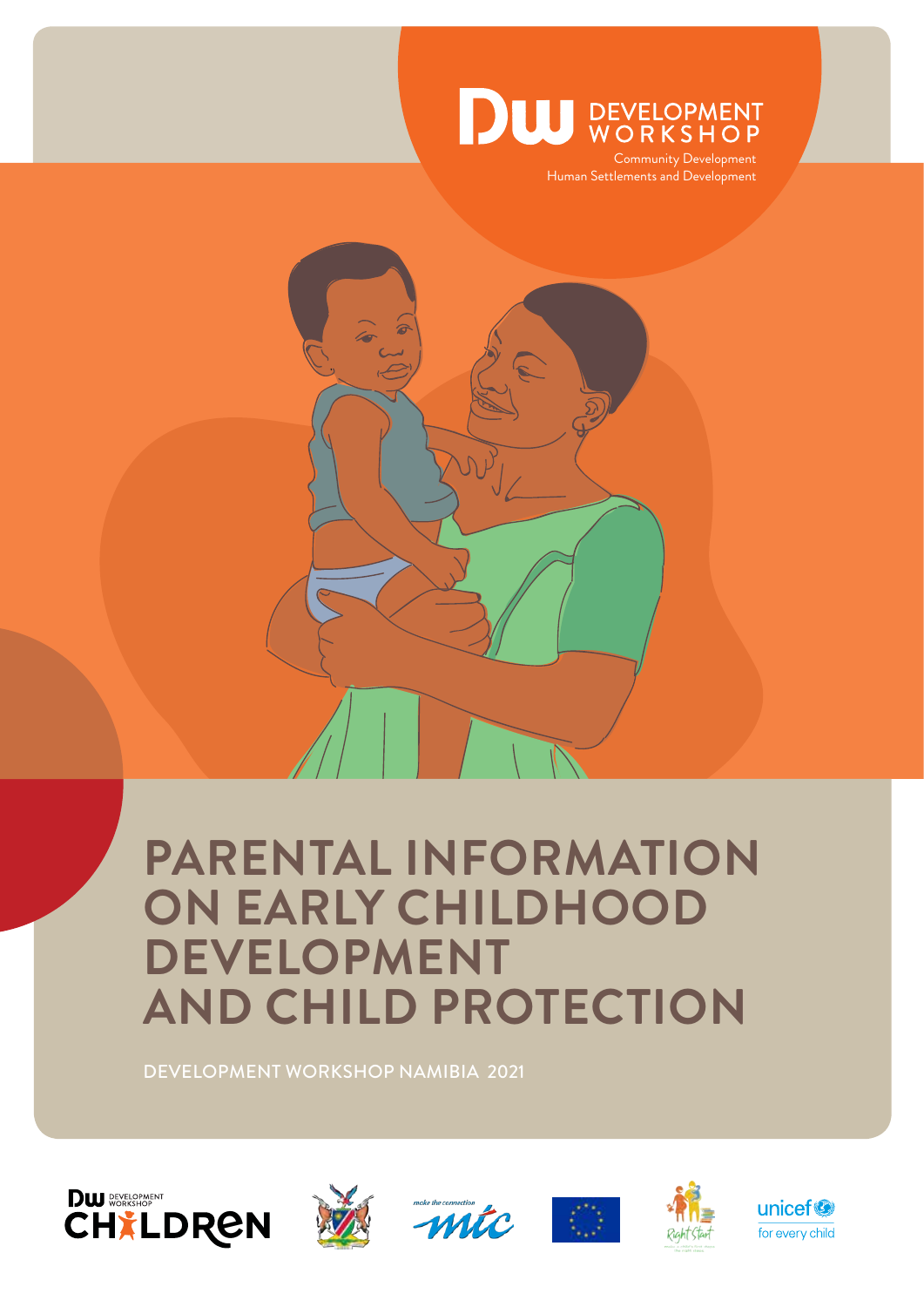DEVELOPMENT WORKSHOP

Community Development
Human Settlements and Development

# PARENTAL INFORMATION ON EARLY CHILDHOOD DEVELOPMENT AND CHILD PROTECTION

DEVELOPMENT WORKSHOP NAMIBIA 2021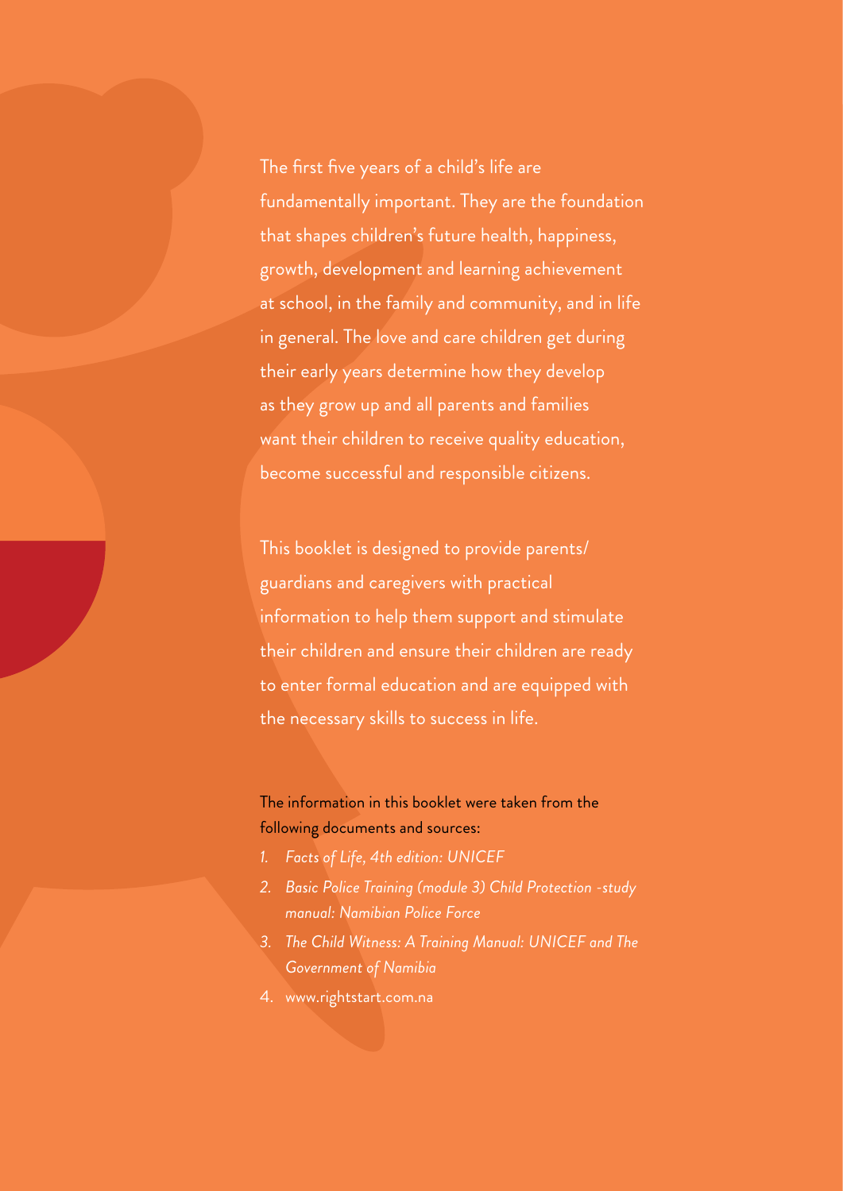The first five years of a child's life are fundamentally important. They are the foundation that shapes children's future health, happiness, growth, development and learning achievement at school, in the family and community, and in life in general. The love and care children get during their early years determine how they develop as they grow up and all parents and families want their children to receive quality education, become successful and responsible citizens.

This booklet is designed to provide parents/ guardians and caregivers with practical information to help them support and stimulate their children and ensure their children are ready to enter formal education and are equipped with the necessary skills to success in life.

The information in this booklet were taken from the following documents and sources:

1. *Facts of Life, 4th edition: UNICEF*
2. *Basic Police Training (module 3) Child Protection -study manual: Namibian Police Force*
3. *The Child Witness: A Training Manual: UNICEF and The Government of Namibia*
4. www.rightstart.com.na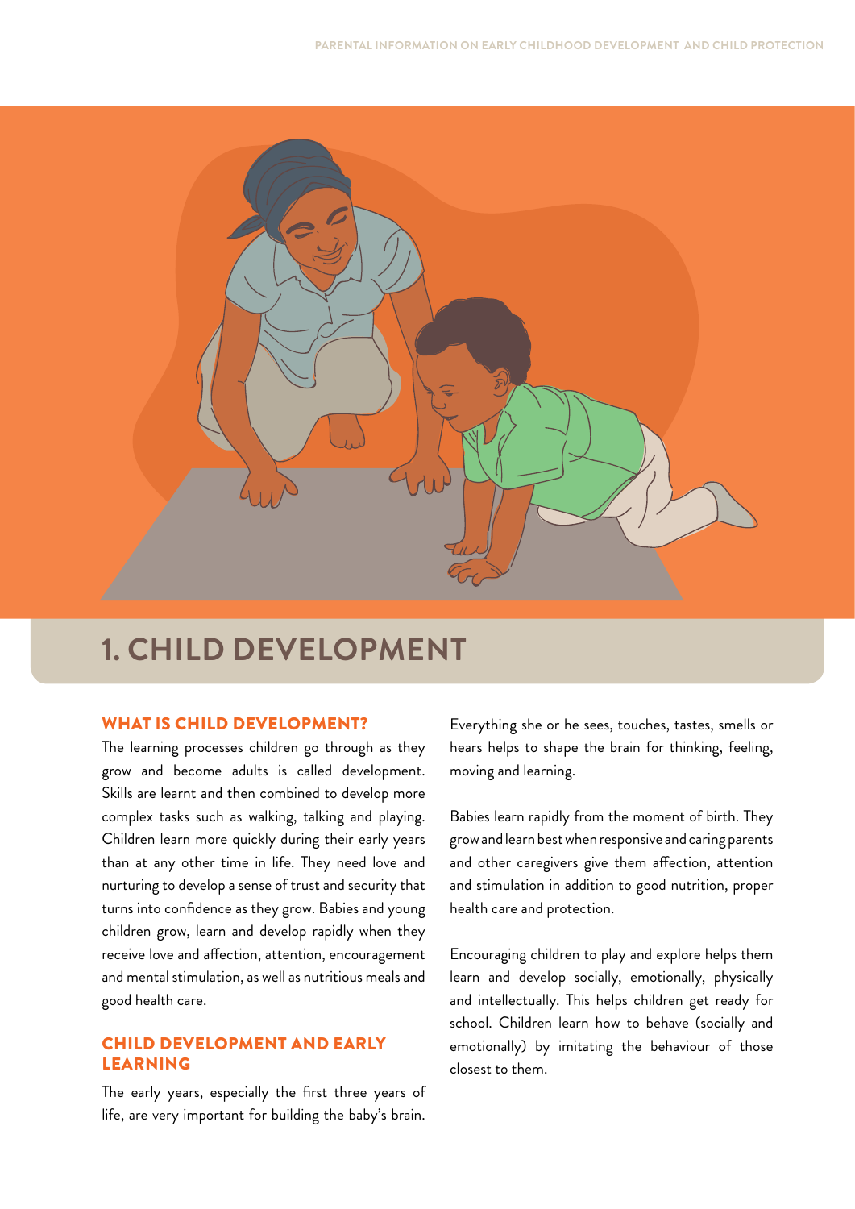# 1. CHILD DEVELOPMENT

## WHAT IS CHILD DEVELOPMENT?

The learning processes children go through as they grow and become adults is called development. Skills are learnt and then combined to develop more complex tasks such as walking, talking and playing. Children learn more quickly during their early years than at any other time in life. They need love and nurturing to develop a sense of trust and security that turns into confidence as they grow. Babies and young children grow, learn and develop rapidly when they receive love and affection, attention, encouragement and mental stimulation, as well as nutritious meals and good health care.

## CHILD DEVELOPMENT AND EARLY LEARNING

The early years, especially the first three years of life, are very important for building the baby's brain. Everything she or he sees, touches, tastes, smells or hears helps to shape the brain for thinking, feeling, moving and learning.

Babies learn rapidly from the moment of birth. They grow and learn best when responsive and caring parents and other caregivers give them affection, attention and stimulation in addition to good nutrition, proper health care and protection.

Encouraging children to play and explore helps them learn and develop socially, emotionally, physically and intellectually. This helps children get ready for school. Children learn how to behave (socially and emotionally) by imitating the behaviour of those closest to them.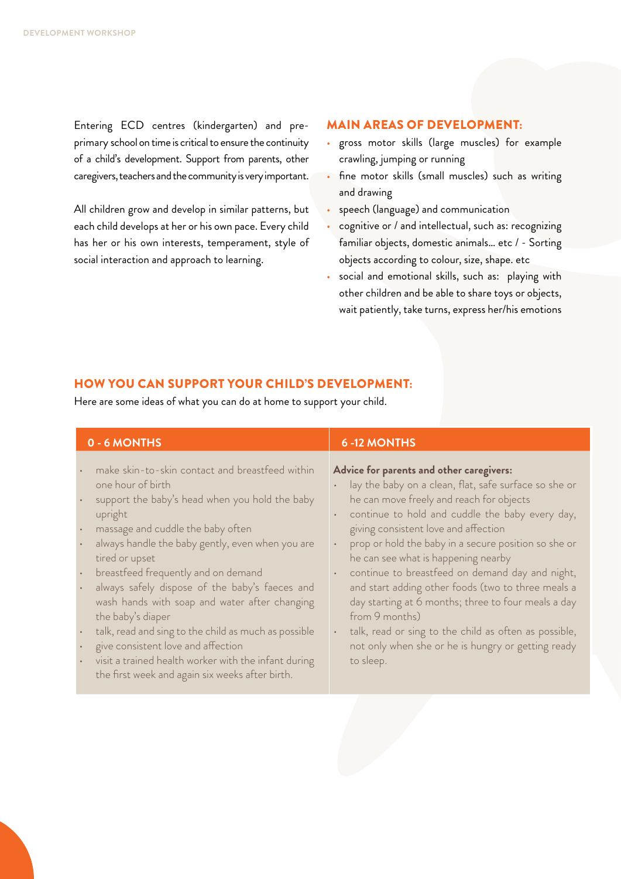Entering ECD centres (kindergarten) and pre-primary school on time is critical to ensure the continuity of a child's development. Support from parents, other caregivers, teachers and the community is very important.

All children grow and develop in similar patterns, but each child develops at her or his own pace. Every child has her or his own interests, temperament, style of social interaction and approach to learning.

## MAIN AREAS OF DEVELOPMENT:

- gross motor skills (large muscles) for example crawling, jumping or running
- fine motor skills (small muscles) such as writing and drawing
- speech (language) and communication
- cognitive or / and intellectual, such as: recognizing familiar objects, domestic animals… etc / - Sorting objects according to colour, size, shape. etc
- social and emotional skills, such as: playing with other children and be able to share toys or objects, wait patiently, take turns, express her/his emotions

## HOW YOU CAN SUPPORT YOUR CHILD'S DEVELOPMENT:

Here are some ideas of what you can do at home to support your child.

| 0 - 6 MONTHS | 6 -12 MONTHS |
| --- | --- |
| • make skin-to-skin contact and breastfeed within one hour of birth<br>• support the baby's head when you hold the baby upright<br>• massage and cuddle the baby often<br>• always handle the baby gently, even when you are tired or upset<br>• breastfeed frequently and on demand<br>• always safely dispose of the baby's faeces and wash hands with soap and water after changing the baby's diaper<br>• talk, read and sing to the child as much as possible<br>• give consistent love and affection<br>• visit a trained health worker with the infant during the first week and again six weeks after birth. | **Advice for parents and other caregivers:**<br>• lay the baby on a clean, flat, safe surface so she or he can move freely and reach for objects<br>• continue to hold and cuddle the baby every day, giving consistent love and affection<br>• prop or hold the baby in a secure position so she or he can see what is happening nearby<br>• continue to breastfeed on demand day and night, and start adding other foods (two to three meals a day starting at 6 months; three to four meals a day from 9 months)<br>• talk, read or sing to the child as often as possible, not only when she or he is hungry or getting ready to sleep. |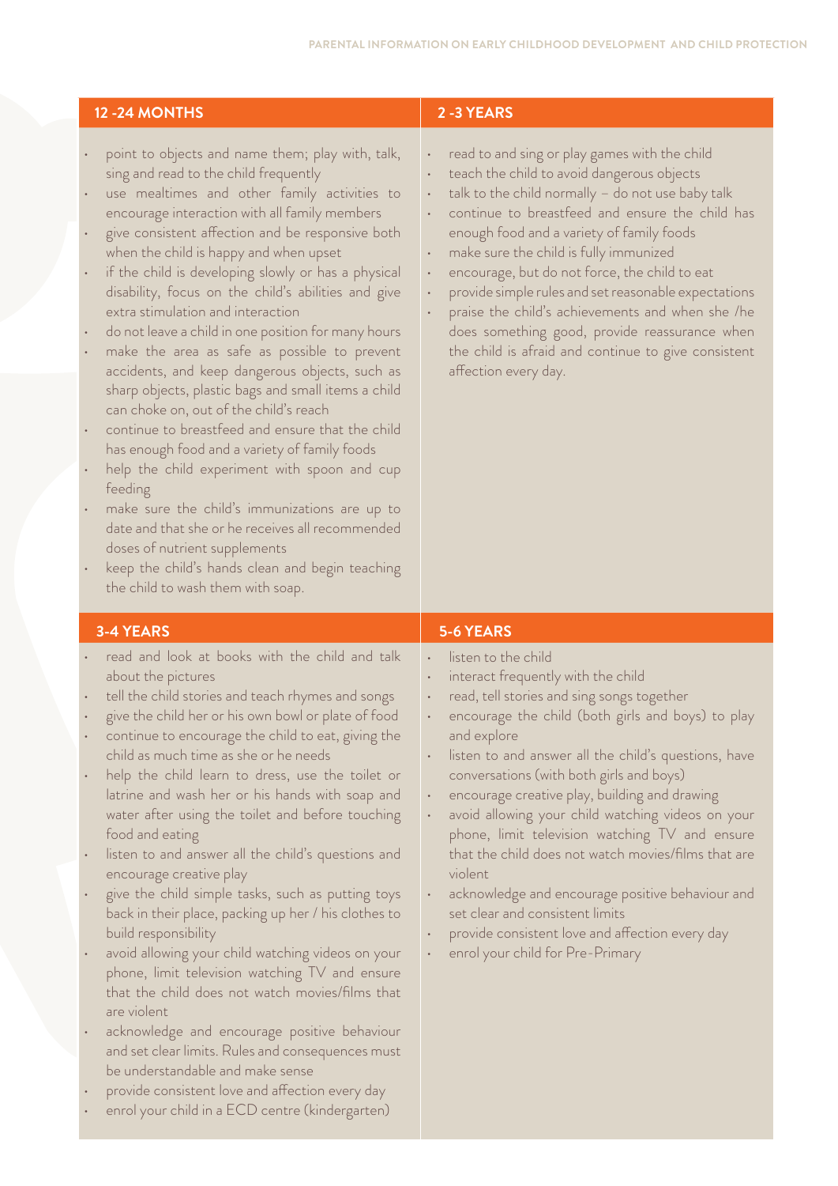## 12 -24 MONTHS

- point to objects and name them; play with, talk, sing and read to the child frequently
- use mealtimes and other family activities to encourage interaction with all family members
- give consistent affection and be responsive both when the child is happy and when upset
- if the child is developing slowly or has a physical disability, focus on the child's abilities and give extra stimulation and interaction
- do not leave a child in one position for many hours
- make the area as safe as possible to prevent accidents, and keep dangerous objects, such as sharp objects, plastic bags and small items a child can choke on, out of the child's reach
- continue to breastfeed and ensure that the child has enough food and a variety of family foods
- help the child experiment with spoon and cup feeding
- make sure the child's immunizations are up to date and that she or he receives all recommended doses of nutrient supplements
- keep the child's hands clean and begin teaching the child to wash them with soap.

## 2 -3 YEARS

- read to and sing or play games with the child
- teach the child to avoid dangerous objects
- talk to the child normally – do not use baby talk
- continue to breastfeed and ensure the child has enough food and a variety of family foods
- make sure the child is fully immunized
- encourage, but do not force, the child to eat
- provide simple rules and set reasonable expectations
- praise the child's achievements and when she /he does something good, provide reassurance when the child is afraid and continue to give consistent affection every day.

## 3-4 YEARS

- read and look at books with the child and talk about the pictures
- tell the child stories and teach rhymes and songs
- give the child her or his own bowl or plate of food
- continue to encourage the child to eat, giving the child as much time as she or he needs
- help the child learn to dress, use the toilet or latrine and wash her or his hands with soap and water after using the toilet and before touching food and eating
- listen to and answer all the child's questions and encourage creative play
- give the child simple tasks, such as putting toys back in their place, packing up her / his clothes to build responsibility
- avoid allowing your child watching videos on your phone, limit television watching TV and ensure that the child does not watch movies/films that are violent
- acknowledge and encourage positive behaviour and set clear limits. Rules and consequences must be understandable and make sense
- provide consistent love and affection every day
- enrol your child in a ECD centre (kindergarten)

## 5-6 YEARS

- listen to the child
- interact frequently with the child
- read, tell stories and sing songs together
- encourage the child (both girls and boys) to play and explore
- listen to and answer all the child's questions, have conversations (with both girls and boys)
- encourage creative play, building and drawing
- avoid allowing your child watching videos on your phone, limit television watching TV and ensure that the child does not watch movies/films that are violent
- acknowledge and encourage positive behaviour and set clear and consistent limits
- provide consistent love and affection every day
- enrol your child for Pre-Primary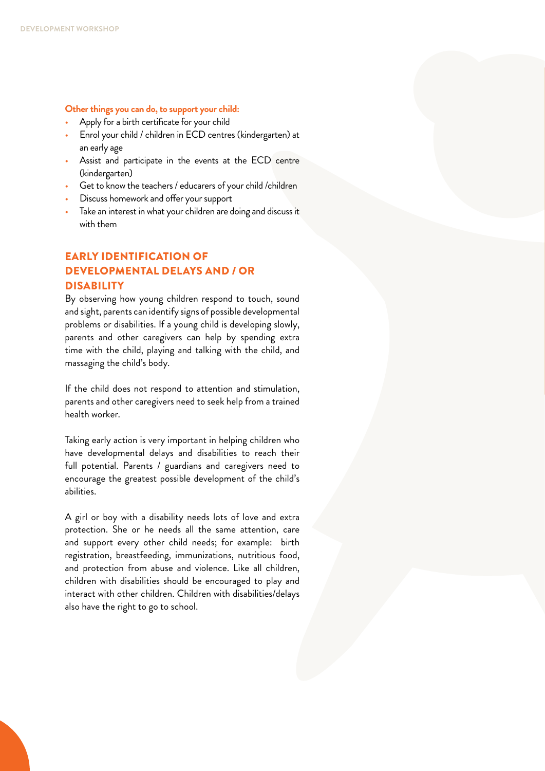**Other things you can do, to support your child:**

- Apply for a birth certificate for your child
- Enrol your child / children in ECD centres (kindergarten) at an early age
- Assist and participate in the events at the ECD centre (kindergarten)
- Get to know the teachers / educarers of your child /children
- Discuss homework and offer your support
- Take an interest in what your children are doing and discuss it with them

## EARLY IDENTIFICATION OF DEVELOPMENTAL DELAYS AND / OR DISABILITY

By observing how young children respond to touch, sound and sight, parents can identify signs of possible developmental problems or disabilities. If a young child is developing slowly, parents and other caregivers can help by spending extra time with the child, playing and talking with the child, and massaging the child's body.

If the child does not respond to attention and stimulation, parents and other caregivers need to seek help from a trained health worker.

Taking early action is very important in helping children who have developmental delays and disabilities to reach their full potential. Parents / guardians and caregivers need to encourage the greatest possible development of the child's abilities.

A girl or boy with a disability needs lots of love and extra protection. She or he needs all the same attention, care and support every other child needs; for example: birth registration, breastfeeding, immunizations, nutritious food, and protection from abuse and violence. Like all children, children with disabilities should be encouraged to play and interact with other children. Children with disabilities/delays also have the right to go to school.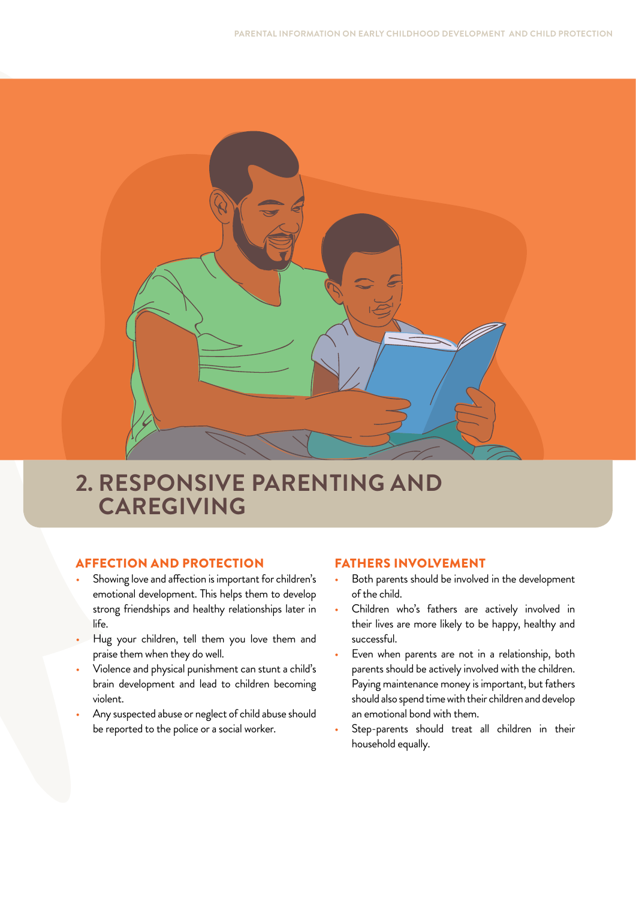# 2. RESPONSIVE PARENTING AND CAREGIVING

### AFFECTION AND PROTECTION

- Showing love and affection is important for children's emotional development. This helps them to develop strong friendships and healthy relationships later in life.
- Hug your children, tell them you love them and praise them when they do well.
- Violence and physical punishment can stunt a child's brain development and lead to children becoming violent.
- Any suspected abuse or neglect of child abuse should be reported to the police or a social worker.

### FATHERS INVOLVEMENT

- Both parents should be involved in the development of the child.
- Children who's fathers are actively involved in their lives are more likely to be happy, healthy and successful.
- Even when parents are not in a relationship, both parents should be actively involved with the children. Paying maintenance money is important, but fathers should also spend time with their children and develop an emotional bond with them.
- Step-parents should treat all children in their household equally.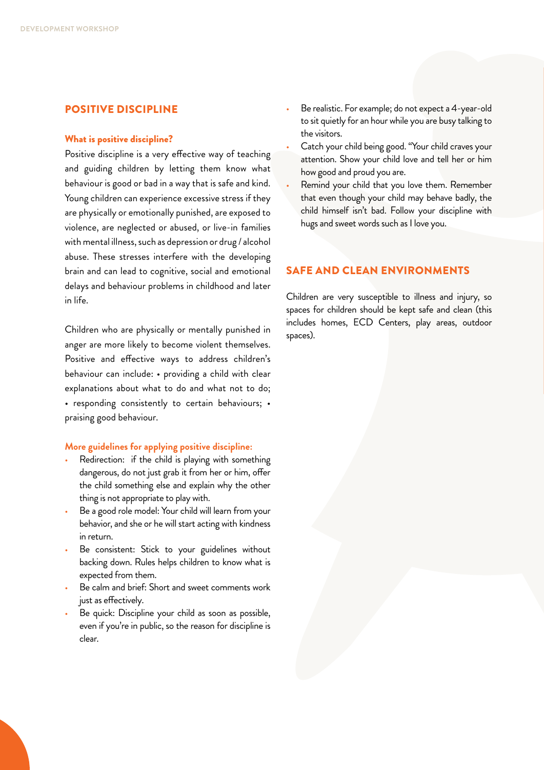## POSITIVE DISCIPLINE

### What is positive discipline?

Positive discipline is a very effective way of teaching and guiding children by letting them know what behaviour is good or bad in a way that is safe and kind. Young children can experience excessive stress if they are physically or emotionally punished, are exposed to violence, are neglected or abused, or live-in families with mental illness, such as depression or drug / alcohol abuse. These stresses interfere with the developing brain and can lead to cognitive, social and emotional delays and behaviour problems in childhood and later in life.

Children who are physically or mentally punished in anger are more likely to become violent themselves. Positive and effective ways to address children's behaviour can include: • providing a child with clear explanations about what to do and what not to do; • responding consistently to certain behaviours; • praising good behaviour.

### More guidelines for applying positive discipline:

- Redirection: if the child is playing with something dangerous, do not just grab it from her or him, offer the child something else and explain why the other thing is not appropriate to play with.
- Be a good role model: Your child will learn from your behavior, and she or he will start acting with kindness in return.
- Be consistent: Stick to your guidelines without backing down. Rules helps children to know what is expected from them.
- Be calm and brief: Short and sweet comments work just as effectively.
- Be quick: Discipline your child as soon as possible, even if you're in public, so the reason for discipline is clear.
- Be realistic. For example; do not expect a 4-year-old to sit quietly for an hour while you are busy talking to the visitors.
- Catch your child being good. "Your child craves your attention. Show your child love and tell her or him how good and proud you are.
- Remind your child that you love them. Remember that even though your child may behave badly, the child himself isn't bad. Follow your discipline with hugs and sweet words such as I love you.

## SAFE AND CLEAN ENVIRONMENTS

Children are very susceptible to illness and injury, so spaces for children should be kept safe and clean (this includes homes, ECD Centers, play areas, outdoor spaces).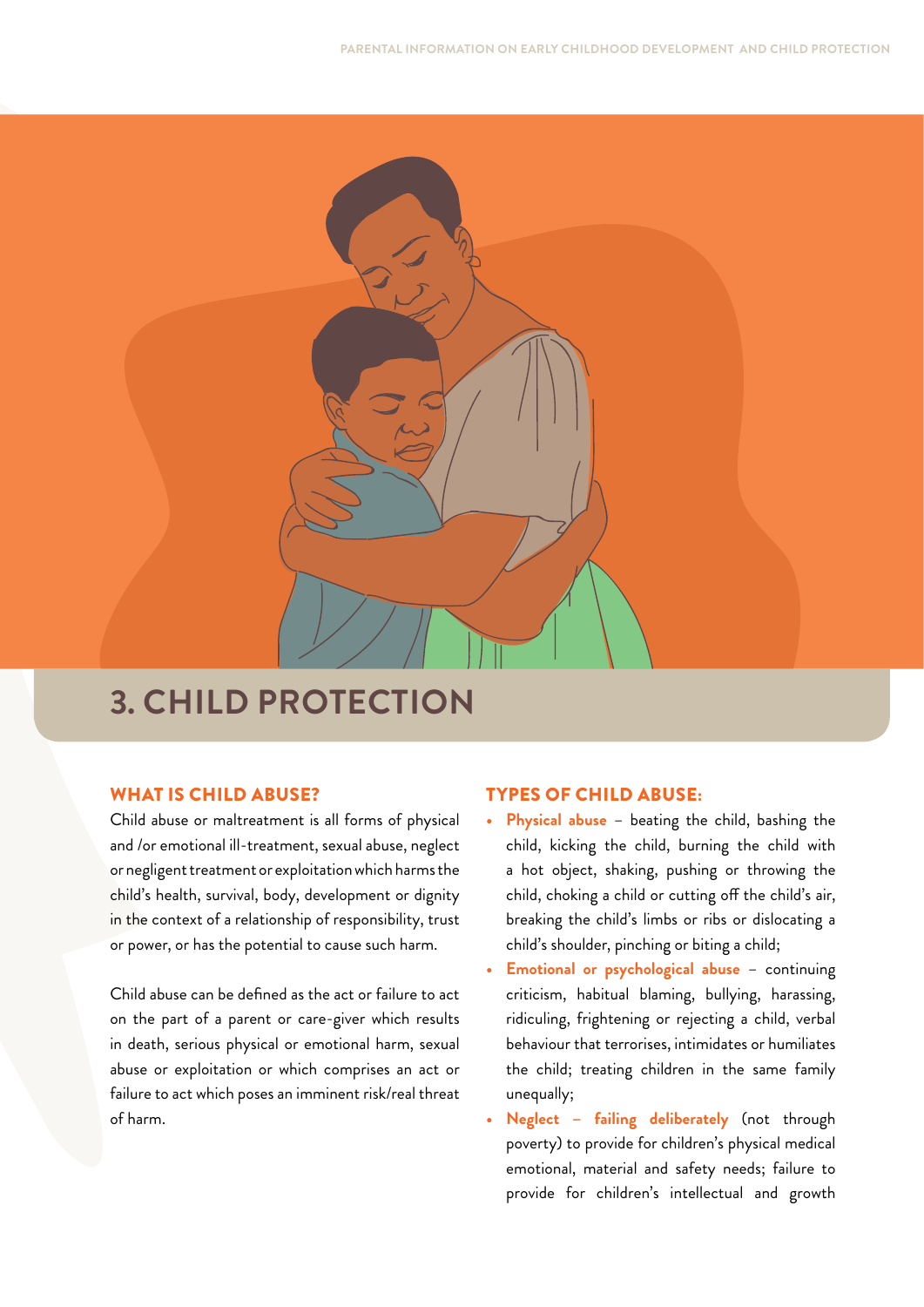# 3. CHILD PROTECTION

## WHAT IS CHILD ABUSE?

Child abuse or maltreatment is all forms of physical and /or emotional ill-treatment, sexual abuse, neglect or negligent treatment or exploitation which harms the child's health, survival, body, development or dignity in the context of a relationship of responsibility, trust or power, or has the potential to cause such harm.

Child abuse can be defined as the act or failure to act on the part of a parent or care-giver which results in death, serious physical or emotional harm, sexual abuse or exploitation or which comprises an act or failure to act which poses an imminent risk/real threat of harm.

## TYPES OF CHILD ABUSE:

- **Physical abuse** – beating the child, bashing the child, kicking the child, burning the child with a hot object, shaking, pushing or throwing the child, choking a child or cutting off the child's air, breaking the child's limbs or ribs or dislocating a child's shoulder, pinching or biting a child;
- **Emotional or psychological abuse** – continuing criticism, habitual blaming, bullying, harassing, ridiculing, frightening or rejecting a child, verbal behaviour that terrorises, intimidates or humiliates the child; treating children in the same family unequally;
- **Neglect – failing deliberately** (not through poverty) to provide for children's physical medical emotional, material and safety needs; failure to provide for children's intellectual and growth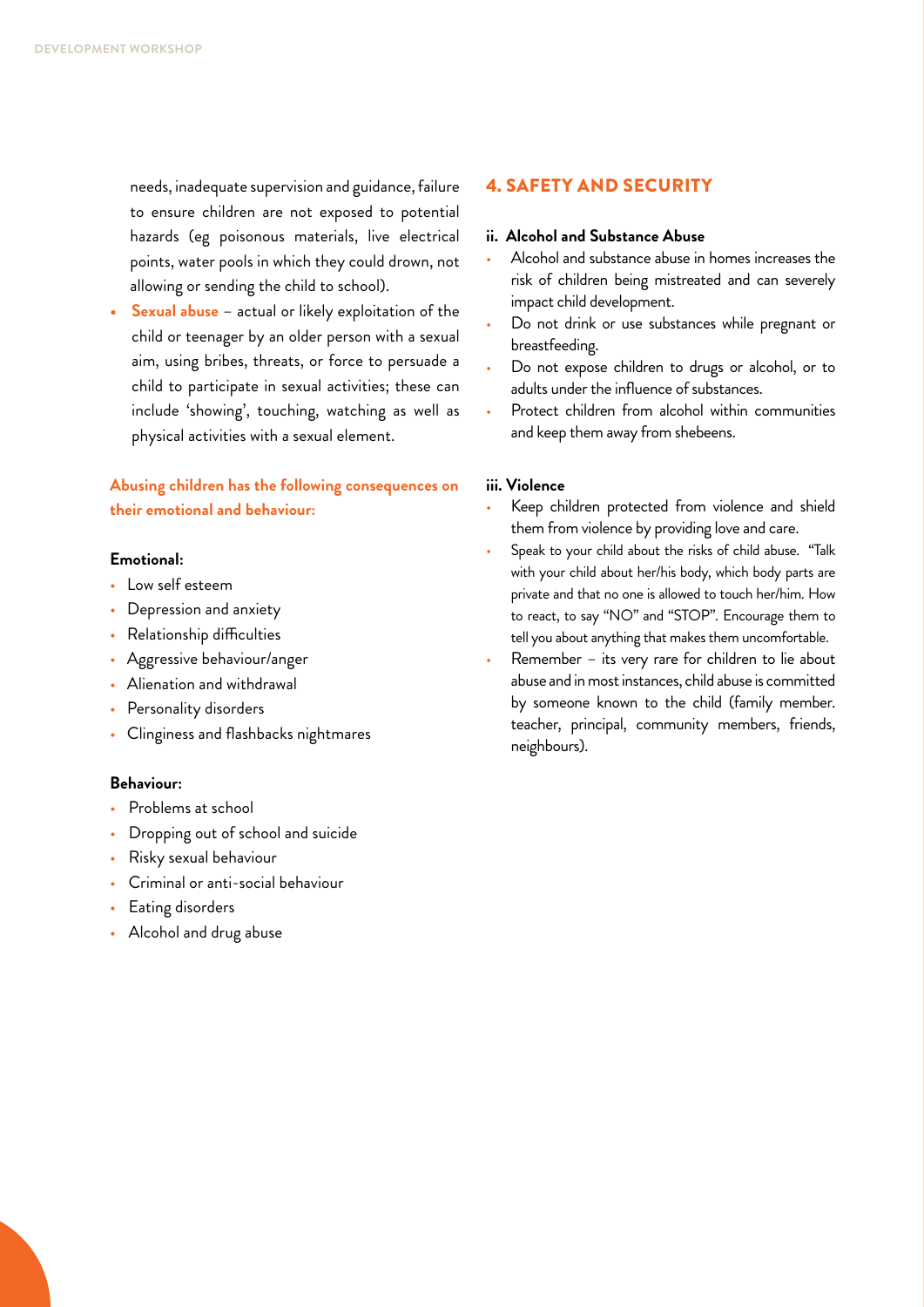needs, inadequate supervision and guidance, failure to ensure children are not exposed to potential hazards (eg poisonous materials, live electrical points, water pools in which they could drown, not allowing or sending the child to school).

- **Sexual abuse** – actual or likely exploitation of the child or teenager by an older person with a sexual aim, using bribes, threats, or force to persuade a child to participate in sexual activities; these can include 'showing', touching, watching as well as physical activities with a sexual element.

**Abusing children has the following consequences on their emotional and behaviour:**

**Emotional:**

- Low self esteem
- Depression and anxiety
- Relationship difficulties
- Aggressive behaviour/anger
- Alienation and withdrawal
- Personality disorders
- Clinginess and flashbacks nightmares

**Behaviour:**

- Problems at school
- Dropping out of school and suicide
- Risky sexual behaviour
- Criminal or anti-social behaviour
- Eating disorders
- Alcohol and drug abuse

## 4. SAFETY AND SECURITY

### ii. Alcohol and Substance Abuse

- Alcohol and substance abuse in homes increases the risk of children being mistreated and can severely impact child development.
- Do not drink or use substances while pregnant or breastfeeding.
- Do not expose children to drugs or alcohol, or to adults under the influence of substances.
- Protect children from alcohol within communities and keep them away from shebeens.

### iii. Violence

- Keep children protected from violence and shield them from violence by providing love and care.
- Speak to your child about the risks of child abuse. "Talk with your child about her/his body, which body parts are private and that no one is allowed to touch her/him. How to react, to say "NO" and "STOP". Encourage them to tell you about anything that makes them uncomfortable.
- Remember – its very rare for children to lie about abuse and in most instances, child abuse is committed by someone known to the child (family member. teacher, principal, community members, friends, neighbours).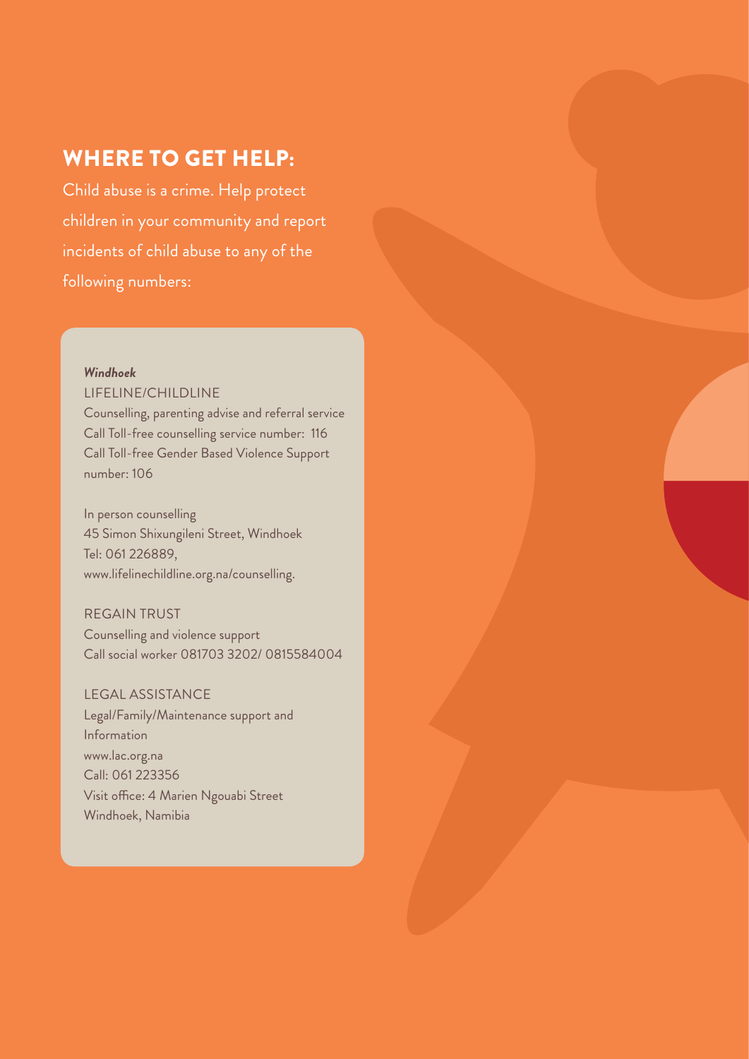## WHERE TO GET HELP:

Child abuse is a crime. Help protect children in your community and report incidents of child abuse to any of the following numbers:

***Windhoek***

LIFELINE/CHILDLINE
Counselling, parenting advise and referral service
Call Toll-free counselling service number: 116
Call Toll-free Gender Based Violence Support number: 106

In person counselling
45 Simon Shixungileni Street, Windhoek
Tel: 061 226889,
www.lifelinechildline.org.na/counselling.

REGAIN TRUST
Counselling and violence support
Call social worker 081703 3202/ 0815584004

LEGAL ASSISTANCE
Legal/Family/Maintenance support and Information
www.lac.org.na
Call: 061 223356
Visit office: 4 Marien Ngouabi Street
Windhoek, Namibia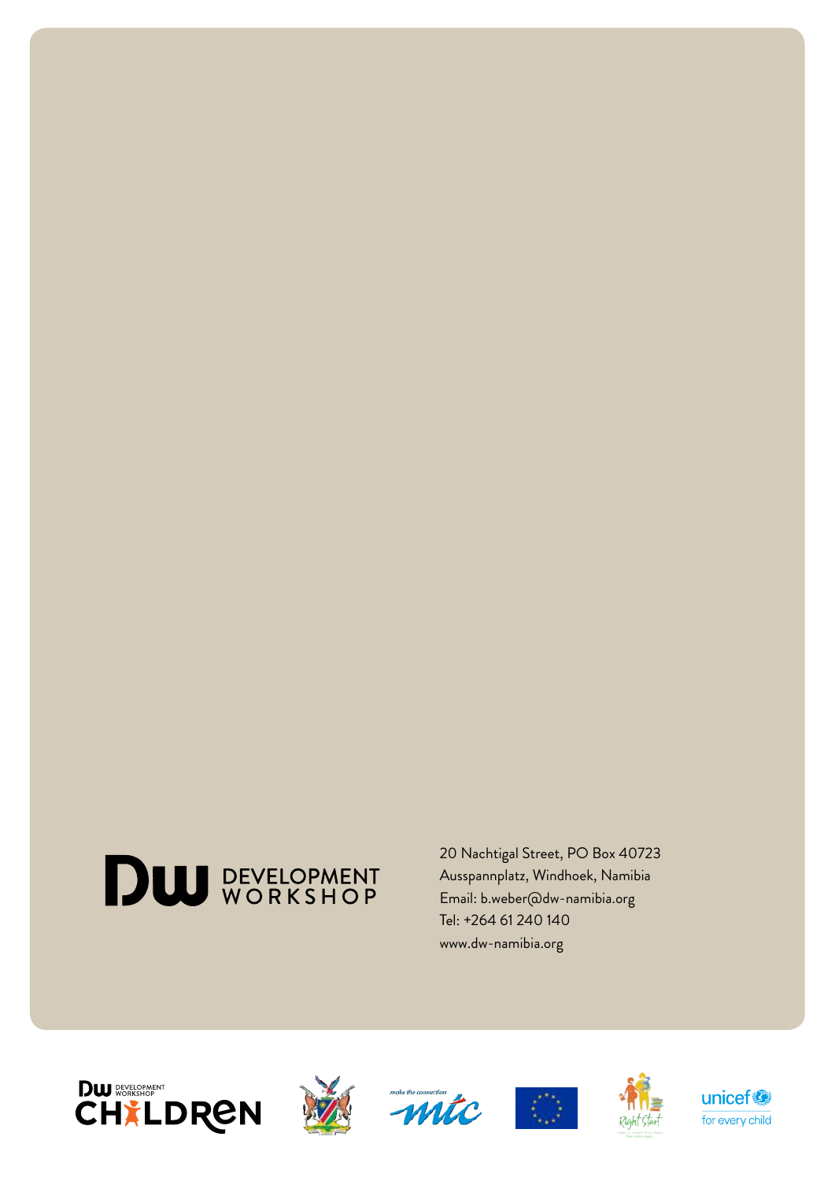DW DEVELOPMENT WORKSHOP

20 Nachtigal Street, PO Box 40723
Ausspannplatz, Windhoek, Namibia
Email: b.weber@dw-namibia.org
Tel: +264 61 240 140
www.dw-namibia.org